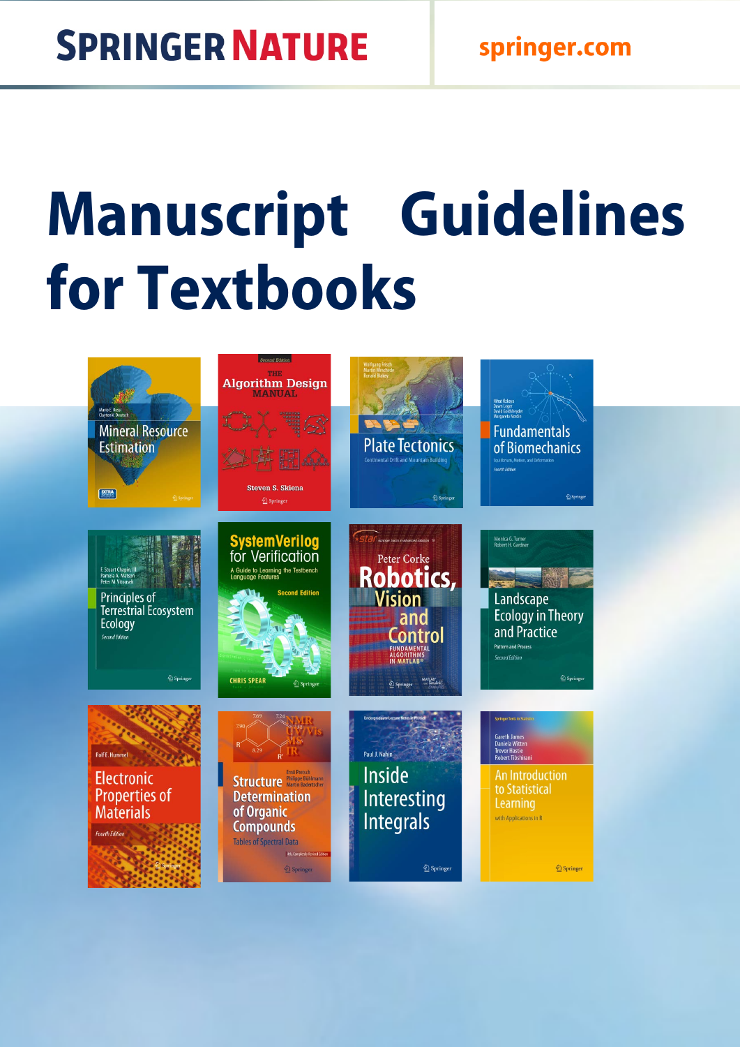SPRINGER NATURE

springer.com

# Manuscript Guidelines for Textbooks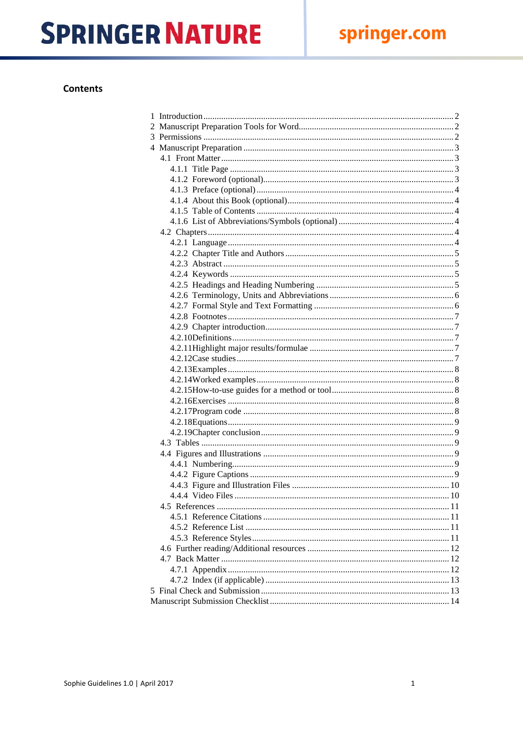## Contents

- 1 Introduction ... 2
- 2 Manuscript Preparation Tools for Word ... 2
- 3 Permissions ... 2
- 4 Manuscript Preparation ... 3
  - 4.1 Front Matter ... 3
    - 4.1.1 Title Page ... 3
    - 4.1.2 Foreword (optional) ... 3
    - 4.1.3 Preface (optional) ... 4
    - 4.1.4 About this Book (optional) ... 4
    - 4.1.5 Table of Contents ... 4
    - 4.1.6 List of Abbreviations/Symbols (optional) ... 4
  - 4.2 Chapters ... 4
    - 4.2.1 Language ... 4
    - 4.2.2 Chapter Title and Authors ... 5
    - 4.2.3 Abstract ... 5
    - 4.2.4 Keywords ... 5
    - 4.2.5 Headings and Heading Numbering ... 5
    - 4.2.6 Terminology, Units and Abbreviations ... 6
    - 4.2.7 Formal Style and Text Formatting ... 6
    - 4.2.8 Footnotes ... 7
    - 4.2.9 Chapter introduction ... 7
    - 4.2.10 Definitions ... 7
    - 4.2.11 Highlight major results/formulae ... 7
    - 4.2.12 Case studies ... 7
    - 4.2.13 Examples ... 8
    - 4.2.14 Worked examples ... 8
    - 4.2.15 How-to-use guides for a method or tool ... 8
    - 4.2.16 Exercises ... 8
    - 4.2.17 Program code ... 8
    - 4.2.18 Equations ... 9
    - 4.2.19 Chapter conclusion ... 9
  - 4.3 Tables ... 9
  - 4.4 Figures and Illustrations ... 9
    - 4.4.1 Numbering ... 9
    - 4.4.2 Figure Captions ... 9
    - 4.4.3 Figure and Illustration Files ... 10
    - 4.4.4 Video Files ... 10
  - 4.5 References ... 11
    - 4.5.1 Reference Citations ... 11
    - 4.5.2 Reference List ... 11
    - 4.5.3 Reference Styles ... 11
  - 4.6 Further reading/Additional resources ... 12
  - 4.7 Back Matter ... 12
    - 4.7.1 Appendix ... 12
    - 4.7.2 Index (if applicable) ... 13
- 5 Final Check and Submission ... 13
- Manuscript Submission Checklist ... 14

Sophie Guidelines 1.0 | April 2017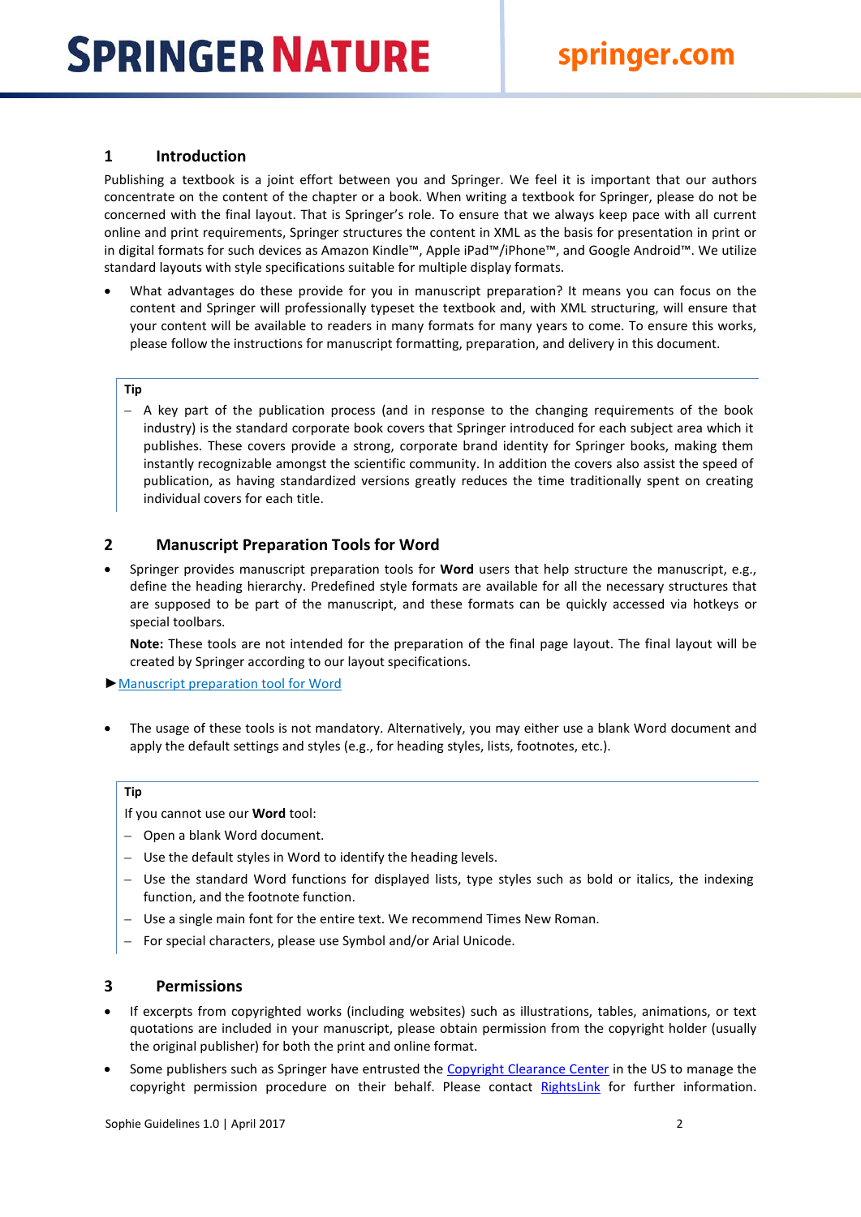## 1 Introduction

Publishing a textbook is a joint effort between you and Springer. We feel it is important that our authors concentrate on the content of the chapter or a book. When writing a textbook for Springer, please do not be concerned with the final layout. That is Springer's role. To ensure that we always keep pace with all current online and print requirements, Springer structures the content in XML as the basis for presentation in print or in digital formats for such devices as Amazon Kindle™, Apple iPad™/iPhone™, and Google Android™. We utilize standard layouts with style specifications suitable for multiple display formats.

- What advantages do these provide for you in manuscript preparation? It means you can focus on the content and Springer will professionally typeset the textbook and, with XML structuring, will ensure that your content will be available to readers in many formats for many years to come. To ensure this works, please follow the instructions for manuscript formatting, preparation, and delivery in this document.

> **Tip**
>
> – A key part of the publication process (and in response to the changing requirements of the book industry) is the standard corporate book covers that Springer introduced for each subject area which it publishes. These covers provide a strong, corporate brand identity for Springer books, making them instantly recognizable amongst the scientific community. In addition the covers also assist the speed of publication, as having standardized versions greatly reduces the time traditionally spent on creating individual covers for each title.

## 2 Manuscript Preparation Tools for Word

- Springer provides manuscript preparation tools for **Word** users that help structure the manuscript, e.g., define the heading hierarchy. Predefined style formats are available for all the necessary structures that are supposed to be part of the manuscript, and these formats can be quickly accessed via hotkeys or special toolbars.

  **Note:** These tools are not intended for the preparation of the final page layout. The final layout will be created by Springer according to our layout specifications.

►Manuscript preparation tool for Word

- The usage of these tools is not mandatory. Alternatively, you may either use a blank Word document and apply the default settings and styles (e.g., for heading styles, lists, footnotes, etc.).

> **Tip**
>
> If you cannot use our **Word** tool:
>
> – Open a blank Word document.
>
> – Use the default styles in Word to identify the heading levels.
>
> – Use the standard Word functions for displayed lists, type styles such as bold or italics, the indexing function, and the footnote function.
>
> – Use a single main font for the entire text. We recommend Times New Roman.
>
> – For special characters, please use Symbol and/or Arial Unicode.

## 3 Permissions

- If excerpts from copyrighted works (including websites) such as illustrations, tables, animations, or text quotations are included in your manuscript, please obtain permission from the copyright holder (usually the original publisher) for both the print and online format.
- Some publishers such as Springer have entrusted the Copyright Clearance Center in the US to manage the copyright permission procedure on their behalf. Please contact RightsLink for further information.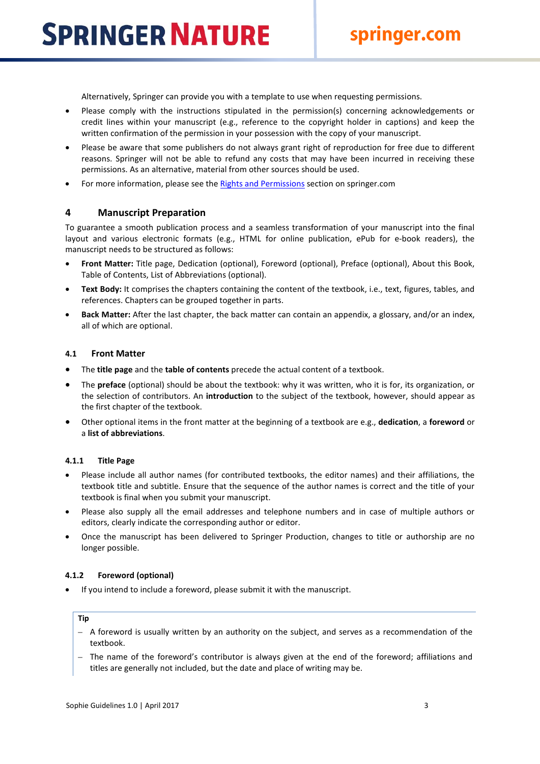Alternatively, Springer can provide you with a template to use when requesting permissions.

- Please comply with the instructions stipulated in the permission(s) concerning acknowledgements or credit lines within your manuscript (e.g., reference to the copyright holder in captions) and keep the written confirmation of the permission in your possession with the copy of your manuscript.
- Please be aware that some publishers do not always grant right of reproduction for free due to different reasons. Springer will not be able to refund any costs that may have been incurred in receiving these permissions. As an alternative, material from other sources should be used.
- For more information, please see the Rights and Permissions section on springer.com

## 4 Manuscript Preparation

To guarantee a smooth publication process and a seamless transformation of your manuscript into the final layout and various electronic formats (e.g., HTML for online publication, ePub for e-book readers), the manuscript needs to be structured as follows:

- **Front Matter:** Title page, Dedication (optional), Foreword (optional), Preface (optional), About this Book, Table of Contents, List of Abbreviations (optional).
- **Text Body:** It comprises the chapters containing the content of the textbook, i.e., text, figures, tables, and references. Chapters can be grouped together in parts.
- **Back Matter:** After the last chapter, the back matter can contain an appendix, a glossary, and/or an index, all of which are optional.

### 4.1 Front Matter

- The **title page** and the **table of contents** precede the actual content of a textbook.
- The **preface** (optional) should be about the textbook: why it was written, who it is for, its organization, or the selection of contributors. An **introduction** to the subject of the textbook, however, should appear as the first chapter of the textbook.
- Other optional items in the front matter at the beginning of a textbook are e.g., **dedication**, a **foreword** or a **list of abbreviations**.

#### 4.1.1 Title Page

- Please include all author names (for contributed textbooks, the editor names) and their affiliations, the textbook title and subtitle. Ensure that the sequence of the author names is correct and the title of your textbook is final when you submit your manuscript.
- Please also supply all the email addresses and telephone numbers and in case of multiple authors or editors, clearly indicate the corresponding author or editor.
- Once the manuscript has been delivered to Springer Production, changes to title or authorship are no longer possible.

#### 4.1.2 Foreword (optional)

- If you intend to include a foreword, please submit it with the manuscript.

> **Tip**
>
> – A foreword is usually written by an authority on the subject, and serves as a recommendation of the textbook.
>
> – The name of the foreword's contributor is always given at the end of the foreword; affiliations and titles are generally not included, but the date and place of writing may be.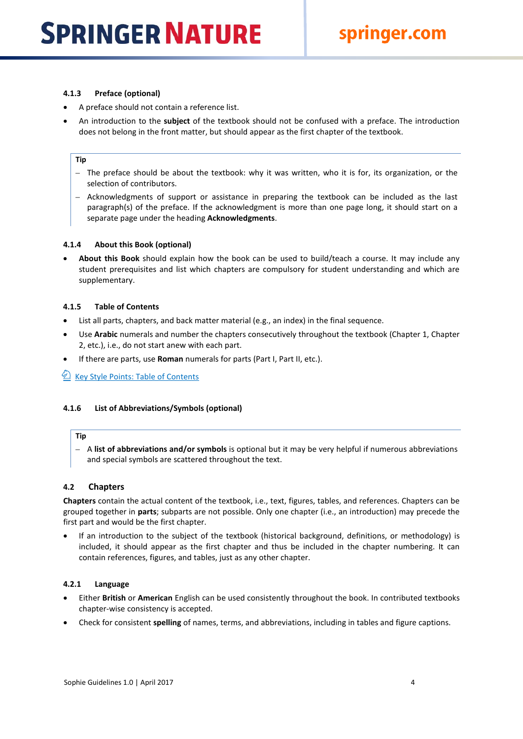#### 4.1.3 Preface (optional)

- A preface should not contain a reference list.
- An introduction to the **subject** of the textbook should not be confused with a preface. The introduction does not belong in the front matter, but should appear as the first chapter of the textbook.

> **Tip**
>
> – The preface should be about the textbook: why it was written, who it is for, its organization, or the selection of contributors.
>
> – Acknowledgments of support or assistance in preparing the textbook can be included as the last paragraph(s) of the preface. If the acknowledgment is more than one page long, it should start on a separate page under the heading **Acknowledgments**.

#### 4.1.4 About this Book (optional)

- **About this Book** should explain how the book can be used to build/teach a course. It may include any student prerequisites and list which chapters are compulsory for student understanding and which are supplementary.

#### 4.1.5 Table of Contents

- List all parts, chapters, and back matter material (e.g., an index) in the final sequence.
- Use **Arabic** numerals and number the chapters consecutively throughout the textbook (Chapter 1, Chapter 2, etc.), i.e., do not start anew with each part.
- If there are parts, use **Roman** numerals for parts (Part I, Part II, etc.).

Key Style Points: Table of Contents

#### 4.1.6 List of Abbreviations/Symbols (optional)

> **Tip**
>
> – A **list of abbreviations and/or symbols** is optional but it may be very helpful if numerous abbreviations and special symbols are scattered throughout the text.

### 4.2 Chapters

**Chapters** contain the actual content of the textbook, i.e., text, figures, tables, and references. Chapters can be grouped together in **parts**; subparts are not possible. Only one chapter (i.e., an introduction) may precede the first part and would be the first chapter.

- If an introduction to the subject of the textbook (historical background, definitions, or methodology) is included, it should appear as the first chapter and thus be included in the chapter numbering. It can contain references, figures, and tables, just as any other chapter.

#### 4.2.1 Language

- Either **British** or **American** English can be used consistently throughout the book. In contributed textbooks chapter-wise consistency is accepted.
- Check for consistent **spelling** of names, terms, and abbreviations, including in tables and figure captions.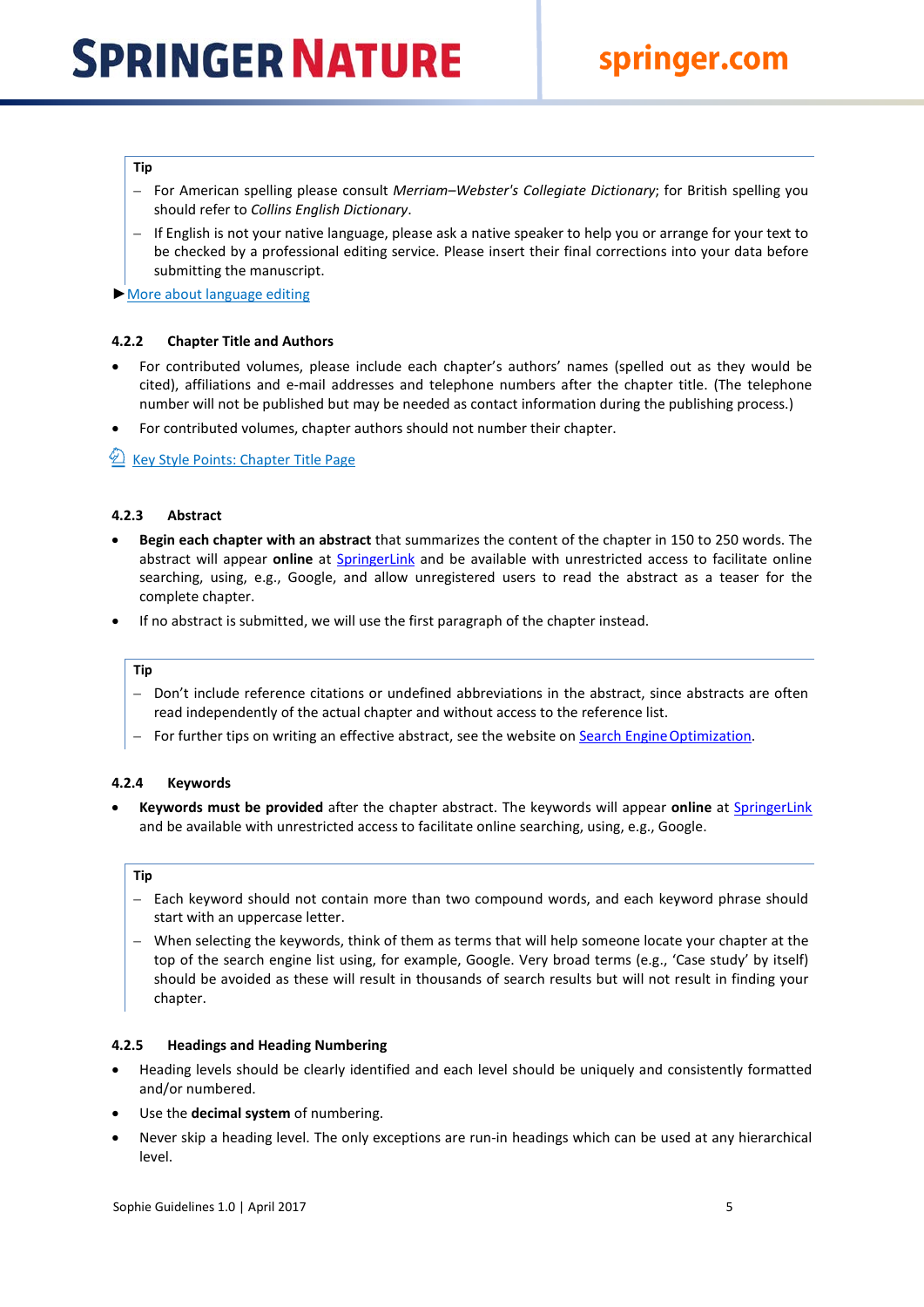**Tip**

- For American spelling please consult *Merriam–Webster's Collegiate Dictionary*; for British spelling you should refer to *Collins English Dictionary*.
- If English is not your native language, please ask a native speaker to help you or arrange for your text to be checked by a professional editing service. Please insert their final corrections into your data before submitting the manuscript.

►More about language editing

### 4.2.2 Chapter Title and Authors

- For contributed volumes, please include each chapter's authors' names (spelled out as they would be cited), affiliations and e-mail addresses and telephone numbers after the chapter title. (The telephone number will not be published but may be needed as contact information during the publishing process.)
- For contributed volumes, chapter authors should not number their chapter.

Key Style Points: Chapter Title Page

### 4.2.3 Abstract

- **Begin each chapter with an abstract** that summarizes the content of the chapter in 150 to 250 words. The abstract will appear **online** at SpringerLink and be available with unrestricted access to facilitate online searching, using, e.g., Google, and allow unregistered users to read the abstract as a teaser for the complete chapter.
- If no abstract is submitted, we will use the first paragraph of the chapter instead.

**Tip**

- Don't include reference citations or undefined abbreviations in the abstract, since abstracts are often read independently of the actual chapter and without access to the reference list.
- For further tips on writing an effective abstract, see the website on Search Engine Optimization.

### 4.2.4 Keywords

- **Keywords must be provided** after the chapter abstract. The keywords will appear **online** at SpringerLink and be available with unrestricted access to facilitate online searching, using, e.g., Google.

**Tip**

- Each keyword should not contain more than two compound words, and each keyword phrase should start with an uppercase letter.
- When selecting the keywords, think of them as terms that will help someone locate your chapter at the top of the search engine list using, for example, Google. Very broad terms (e.g., 'Case study' by itself) should be avoided as these will result in thousands of search results but will not result in finding your chapter.

### 4.2.5 Headings and Heading Numbering

- Heading levels should be clearly identified and each level should be uniquely and consistently formatted and/or numbered.
- Use the **decimal system** of numbering.
- Never skip a heading level. The only exceptions are run-in headings which can be used at any hierarchical level.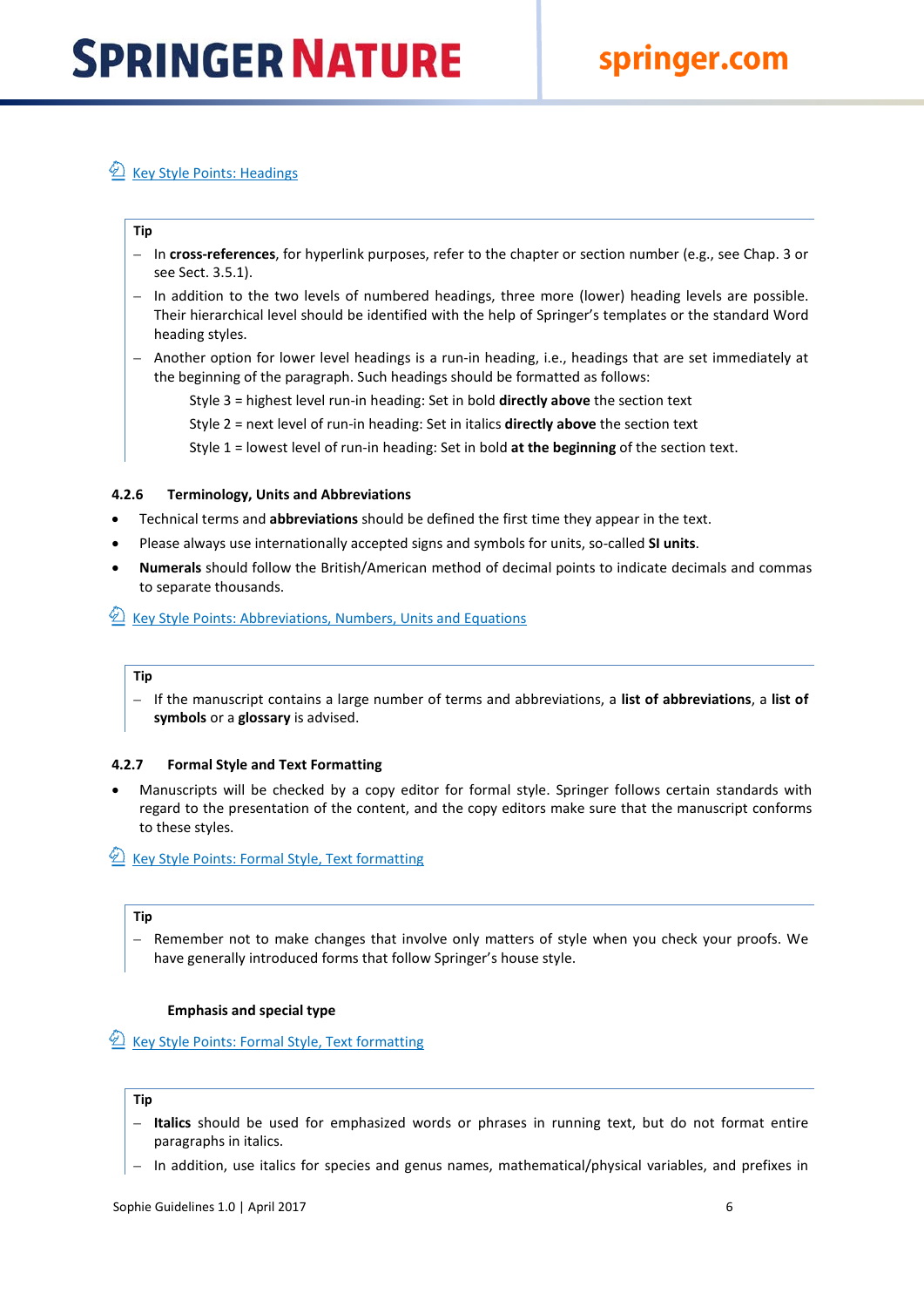[Key Style Points: Headings]

**Tip**

- In **cross-references**, for hyperlink purposes, refer to the chapter or section number (e.g., see Chap. 3 or see Sect. 3.5.1).
- In addition to the two levels of numbered headings, three more (lower) heading levels are possible. Their hierarchical level should be identified with the help of Springer's templates or the standard Word heading styles.
- Another option for lower level headings is a run-in heading, i.e., headings that are set immediately at the beginning of the paragraph. Such headings should be formatted as follows:

  Style 3 = highest level run-in heading: Set in bold **directly above** the section text

  Style 2 = next level of run-in heading: Set in italics **directly above** the section text

  Style 1 = lowest level of run-in heading: Set in bold **at the beginning** of the section text.

### 4.2.6 Terminology, Units and Abbreviations

- Technical terms and **abbreviations** should be defined the first time they appear in the text.
- Please always use internationally accepted signs and symbols for units, so-called **SI units**.
- **Numerals** should follow the British/American method of decimal points to indicate decimals and commas to separate thousands.

[Key Style Points: Abbreviations, Numbers, Units and Equations]

**Tip**

- If the manuscript contains a large number of terms and abbreviations, a **list of abbreviations**, a **list of symbols** or a **glossary** is advised.

### 4.2.7 Formal Style and Text Formatting

- Manuscripts will be checked by a copy editor for formal style. Springer follows certain standards with regard to the presentation of the content, and the copy editors make sure that the manuscript conforms to these styles.

[Key Style Points: Formal Style, Text formatting]

**Tip**

- Remember not to make changes that involve only matters of style when you check your proofs. We have generally introduced forms that follow Springer's house style.

#### Emphasis and special type

[Key Style Points: Formal Style, Text formatting]

**Tip**

- **Italics** should be used for emphasized words or phrases in running text, but do not format entire paragraphs in italics.
- In addition, use italics for species and genus names, mathematical/physical variables, and prefixes in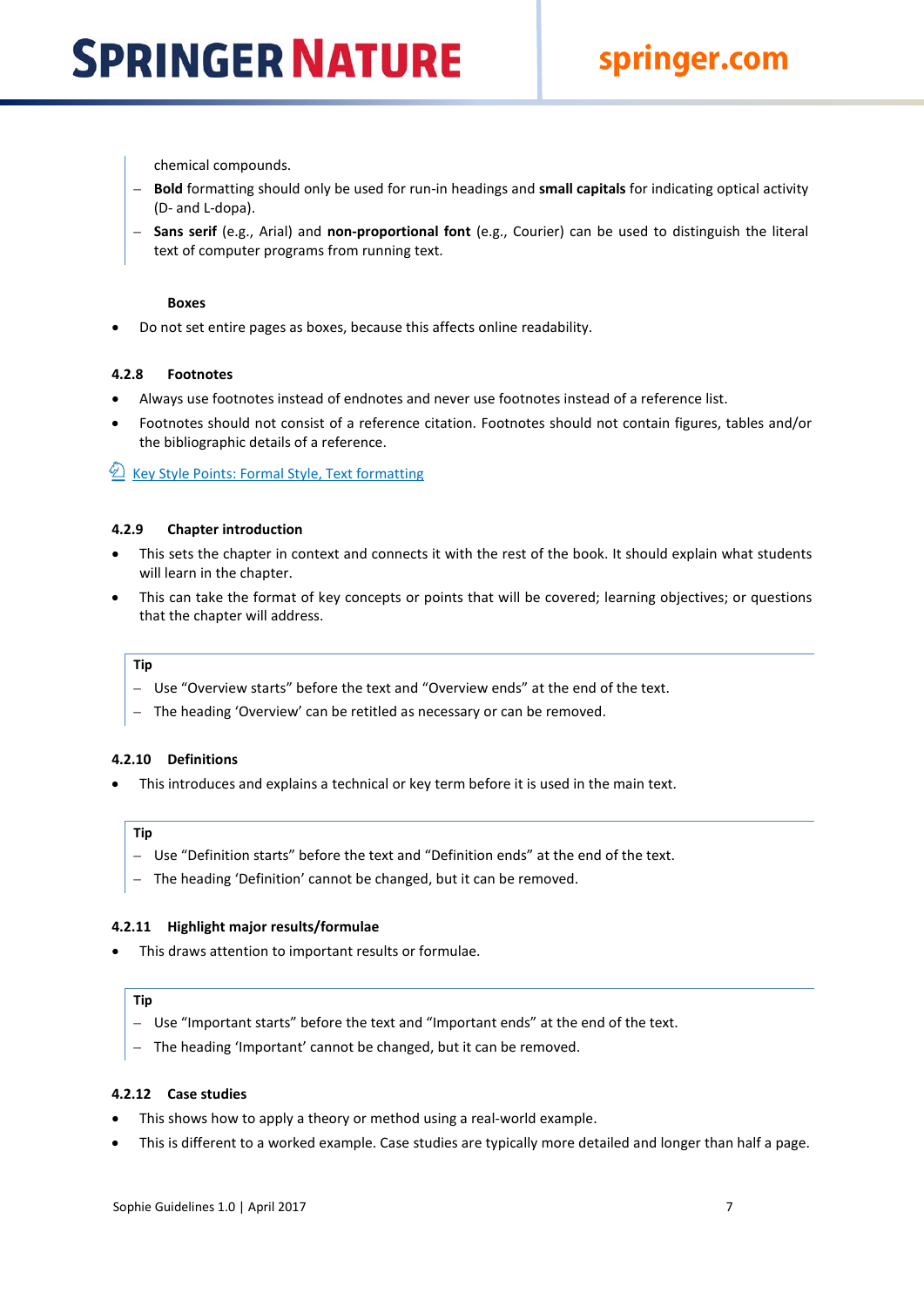chemical compounds.

– **Bold** formatting should only be used for run-in headings and **small capitals** for indicating optical activity (D- and L-dopa).
– **Sans serif** (e.g., Arial) and **non-proportional font** (e.g., Courier) can be used to distinguish the literal text of computer programs from running text.

**Boxes**

- Do not set entire pages as boxes, because this affects online readability.

### 4.2.8 Footnotes

- Always use footnotes instead of endnotes and never use footnotes instead of a reference list.
- Footnotes should not consist of a reference citation. Footnotes should not contain figures, tables and/or the bibliographic details of a reference.

Key Style Points: Formal Style, Text formatting

### 4.2.9 Chapter introduction

- This sets the chapter in context and connects it with the rest of the book. It should explain what students will learn in the chapter.
- This can take the format of key concepts or points that will be covered; learning objectives; or questions that the chapter will address.

**Tip**

– Use “Overview starts” before the text and “Overview ends” at the end of the text.
– The heading ‘Overview’ can be retitled as necessary or can be removed.

### 4.2.10 Definitions

- This introduces and explains a technical or key term before it is used in the main text.

**Tip**

– Use “Definition starts” before the text and “Definition ends” at the end of the text.
– The heading ‘Definition’ cannot be changed, but it can be removed.

### 4.2.11 Highlight major results/formulae

- This draws attention to important results or formulae.

**Tip**

– Use “Important starts” before the text and “Important ends” at the end of the text.
– The heading ‘Important’ cannot be changed, but it can be removed.

### 4.2.12 Case studies

- This shows how to apply a theory or method using a real-world example.
- This is different to a worked example. Case studies are typically more detailed and longer than half a page.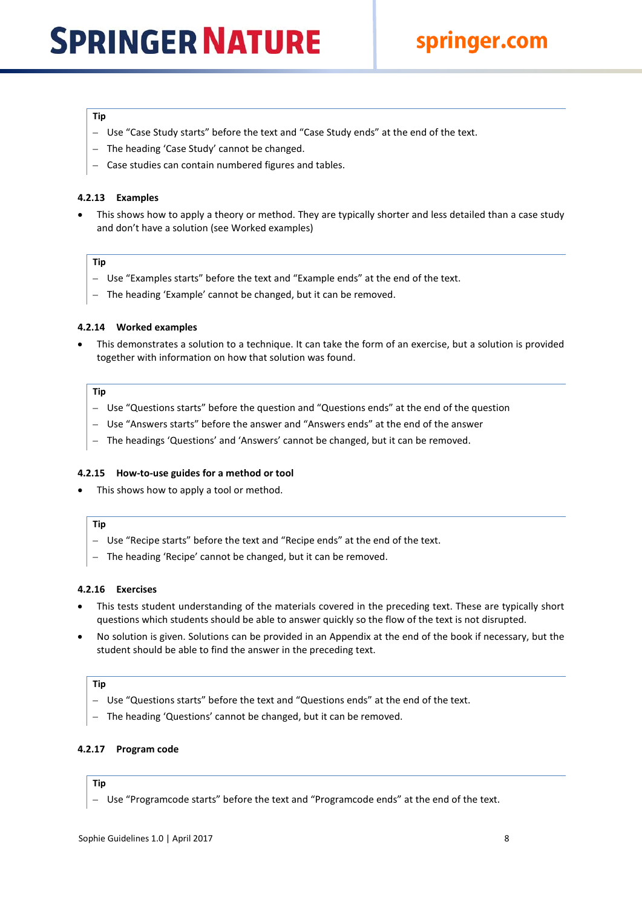**Tip**

- Use “Case Study starts” before the text and “Case Study ends” at the end of the text.
- The heading ‘Case Study’ cannot be changed.
- Case studies can contain numbered figures and tables.

#### 4.2.13 Examples

- This shows how to apply a theory or method. They are typically shorter and less detailed than a case study and don’t have a solution (see Worked examples)

**Tip**

- Use “Examples starts” before the text and “Example ends” at the end of the text.
- The heading ‘Example’ cannot be changed, but it can be removed.

#### 4.2.14 Worked examples

- This demonstrates a solution to a technique. It can take the form of an exercise, but a solution is provided together with information on how that solution was found.

**Tip**

- Use “Questions starts” before the question and “Questions ends” at the end of the question
- Use “Answers starts” before the answer and “Answers ends” at the end of the answer
- The headings ‘Questions’ and ‘Answers’ cannot be changed, but it can be removed.

#### 4.2.15 How-to-use guides for a method or tool

- This shows how to apply a tool or method.

**Tip**

- Use “Recipe starts” before the text and “Recipe ends” at the end of the text.
- The heading ‘Recipe’ cannot be changed, but it can be removed.

#### 4.2.16 Exercises

- This tests student understanding of the materials covered in the preceding text. These are typically short questions which students should be able to answer quickly so the flow of the text is not disrupted.
- No solution is given. Solutions can be provided in an Appendix at the end of the book if necessary, but the student should be able to find the answer in the preceding text.

**Tip**

- Use “Questions starts” before the text and “Questions ends” at the end of the text.
- The heading ‘Questions’ cannot be changed, but it can be removed.

#### 4.2.17 Program code

**Tip**

- Use “Programcode starts” before the text and “Programcode ends” at the end of the text.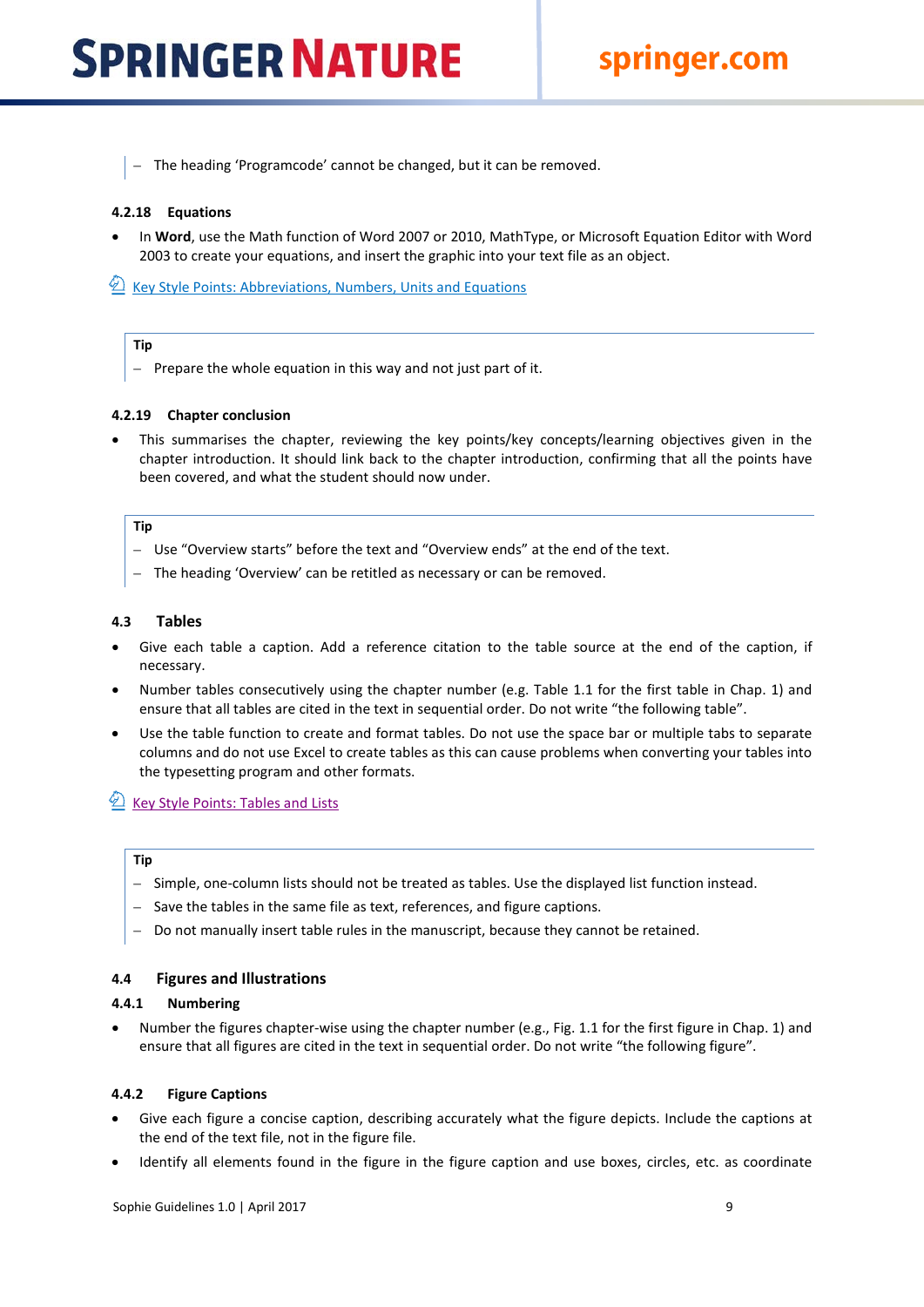– The heading 'Programcode' cannot be changed, but it can be removed.

#### 4.2.18 Equations

- In **Word**, use the Math function of Word 2007 or 2010, MathType, or Microsoft Equation Editor with Word 2003 to create your equations, and insert the graphic into your text file as an object.

Key Style Points: Abbreviations, Numbers, Units and Equations

**Tip**

– Prepare the whole equation in this way and not just part of it.

#### 4.2.19 Chapter conclusion

- This summarises the chapter, reviewing the key points/key concepts/learning objectives given in the chapter introduction. It should link back to the chapter introduction, confirming that all the points have been covered, and what the student should now under.

**Tip**

– Use "Overview starts" before the text and "Overview ends" at the end of the text.

– The heading 'Overview' can be retitled as necessary or can be removed.

### 4.3 Tables

- Give each table a caption. Add a reference citation to the table source at the end of the caption, if necessary.
- Number tables consecutively using the chapter number (e.g. Table 1.1 for the first table in Chap. 1) and ensure that all tables are cited in the text in sequential order. Do not write "the following table".
- Use the table function to create and format tables. Do not use the space bar or multiple tabs to separate columns and do not use Excel to create tables as this can cause problems when converting your tables into the typesetting program and other formats.

Key Style Points: Tables and Lists

**Tip**

– Simple, one-column lists should not be treated as tables. Use the displayed list function instead.

– Save the tables in the same file as text, references, and figure captions.

– Do not manually insert table rules in the manuscript, because they cannot be retained.

### 4.4 Figures and Illustrations

#### 4.4.1 Numbering

- Number the figures chapter-wise using the chapter number (e.g., Fig. 1.1 for the first figure in Chap. 1) and ensure that all figures are cited in the text in sequential order. Do not write "the following figure".

#### 4.4.2 Figure Captions

- Give each figure a concise caption, describing accurately what the figure depicts. Include the captions at the end of the text file, not in the figure file.
- Identify all elements found in the figure in the figure caption and use boxes, circles, etc. as coordinate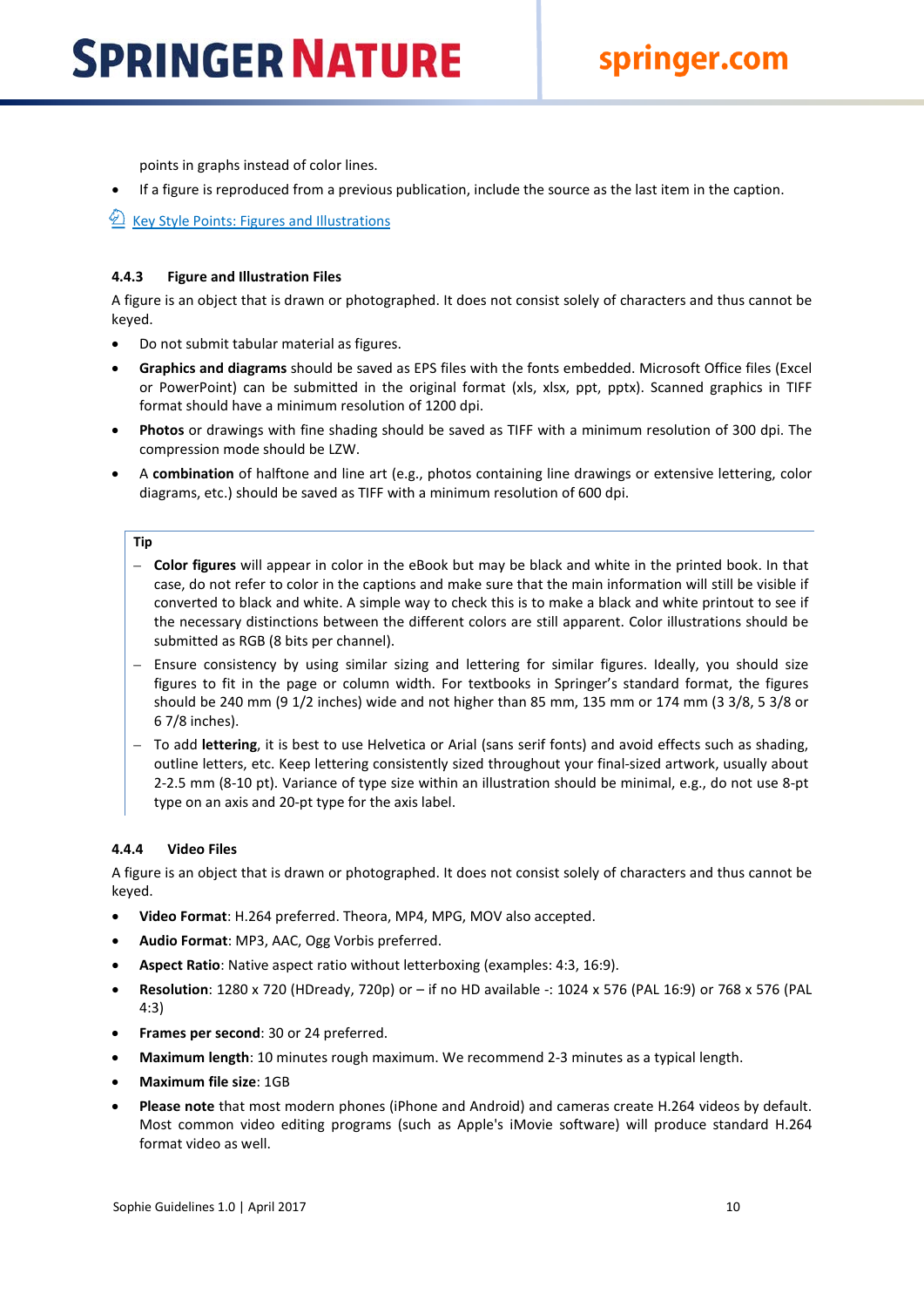points in graphs instead of color lines.

- If a figure is reproduced from a previous publication, include the source as the last item in the caption.

Key Style Points: Figures and Illustrations

#### 4.4.3 Figure and Illustration Files

A figure is an object that is drawn or photographed. It does not consist solely of characters and thus cannot be keyed.

- Do not submit tabular material as figures.
- **Graphics and diagrams** should be saved as EPS files with the fonts embedded. Microsoft Office files (Excel or PowerPoint) can be submitted in the original format (xls, xlsx, ppt, pptx). Scanned graphics in TIFF format should have a minimum resolution of 1200 dpi.
- **Photos** or drawings with fine shading should be saved as TIFF with a minimum resolution of 300 dpi. The compression mode should be LZW.
- A **combination** of halftone and line art (e.g., photos containing line drawings or extensive lettering, color diagrams, etc.) should be saved as TIFF with a minimum resolution of 600 dpi.

**Tip**

- **Color figures** will appear in color in the eBook but may be black and white in the printed book. In that case, do not refer to color in the captions and make sure that the main information will still be visible if converted to black and white. A simple way to check this is to make a black and white printout to see if the necessary distinctions between the different colors are still apparent. Color illustrations should be submitted as RGB (8 bits per channel).
- Ensure consistency by using similar sizing and lettering for similar figures. Ideally, you should size figures to fit in the page or column width. For textbooks in Springer's standard format, the figures should be 240 mm (9 1/2 inches) wide and not higher than 85 mm, 135 mm or 174 mm (3 3/8, 5 3/8 or 6 7/8 inches).
- To add **lettering**, it is best to use Helvetica or Arial (sans serif fonts) and avoid effects such as shading, outline letters, etc. Keep lettering consistently sized throughout your final-sized artwork, usually about 2-2.5 mm (8-10 pt). Variance of type size within an illustration should be minimal, e.g., do not use 8-pt type on an axis and 20-pt type for the axis label.

#### 4.4.4 Video Files

A figure is an object that is drawn or photographed. It does not consist solely of characters and thus cannot be keyed.

- **Video Format**: H.264 preferred. Theora, MP4, MPG, MOV also accepted.
- **Audio Format**: MP3, AAC, Ogg Vorbis preferred.
- **Aspect Ratio**: Native aspect ratio without letterboxing (examples: 4:3, 16:9).
- **Resolution**: 1280 x 720 (HDready, 720p) or – if no HD available -: 1024 x 576 (PAL 16:9) or 768 x 576 (PAL 4:3)
- **Frames per second**: 30 or 24 preferred.
- **Maximum length**: 10 minutes rough maximum. We recommend 2-3 minutes as a typical length.
- **Maximum file size**: 1GB
- **Please note** that most modern phones (iPhone and Android) and cameras create H.264 videos by default. Most common video editing programs (such as Apple's iMovie software) will produce standard H.264 format video as well.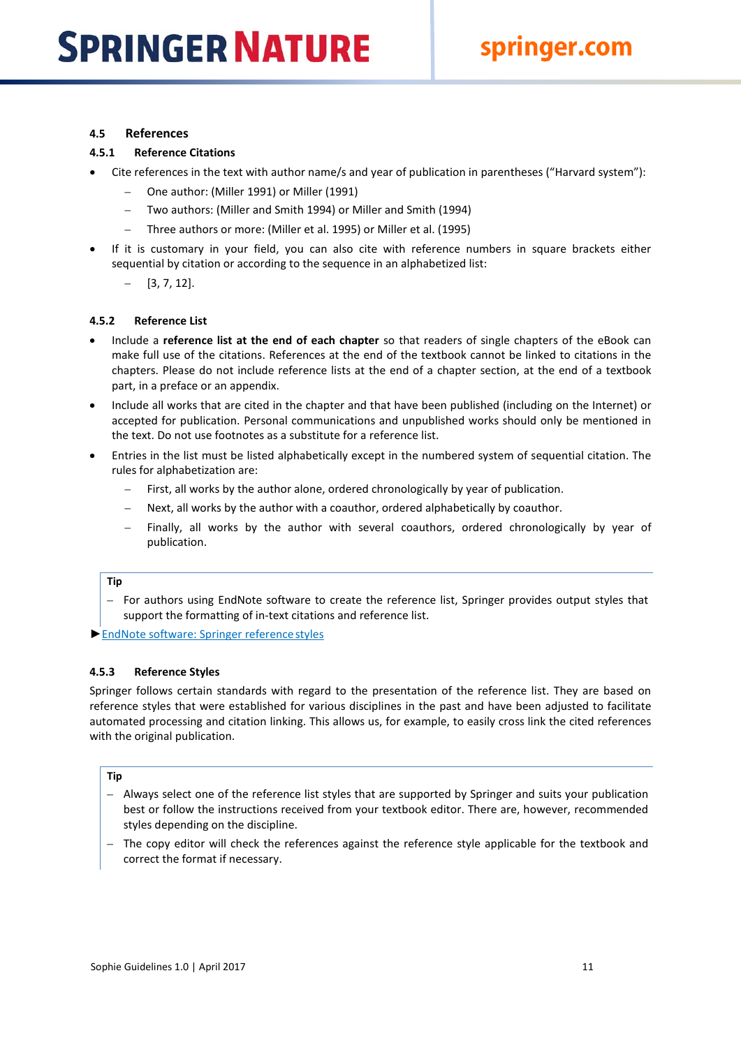## 4.5 References

### 4.5.1 Reference Citations

- Cite references in the text with author name/s and year of publication in parentheses ("Harvard system"):
  - One author: (Miller 1991) or Miller (1991)
  - Two authors: (Miller and Smith 1994) or Miller and Smith (1994)
  - Three authors or more: (Miller et al. 1995) or Miller et al. (1995)
- If it is customary in your field, you can also cite with reference numbers in square brackets either sequential by citation or according to the sequence in an alphabetized list:
  - [3, 7, 12].

### 4.5.2 Reference List

- Include a **reference list at the end of each chapter** so that readers of single chapters of the eBook can make full use of the citations. References at the end of the textbook cannot be linked to citations in the chapters. Please do not include reference lists at the end of a chapter section, at the end of a textbook part, in a preface or an appendix.
- Include all works that are cited in the chapter and that have been published (including on the Internet) or accepted for publication. Personal communications and unpublished works should only be mentioned in the text. Do not use footnotes as a substitute for a reference list.
- Entries in the list must be listed alphabetically except in the numbered system of sequential citation. The rules for alphabetization are:
  - First, all works by the author alone, ordered chronologically by year of publication.
  - Next, all works by the author with a coauthor, ordered alphabetically by coauthor.
  - Finally, all works by the author with several coauthors, ordered chronologically by year of publication.

**Tip**

- For authors using EndNote software to create the reference list, Springer provides output styles that support the formatting of in-text citations and reference list.

►EndNote software: Springer reference styles

### 4.5.3 Reference Styles

Springer follows certain standards with regard to the presentation of the reference list. They are based on reference styles that were established for various disciplines in the past and have been adjusted to facilitate automated processing and citation linking. This allows us, for example, to easily cross link the cited references with the original publication.

**Tip**

- Always select one of the reference list styles that are supported by Springer and suits your publication best or follow the instructions received from your textbook editor. There are, however, recommended styles depending on the discipline.
- The copy editor will check the references against the reference style applicable for the textbook and correct the format if necessary.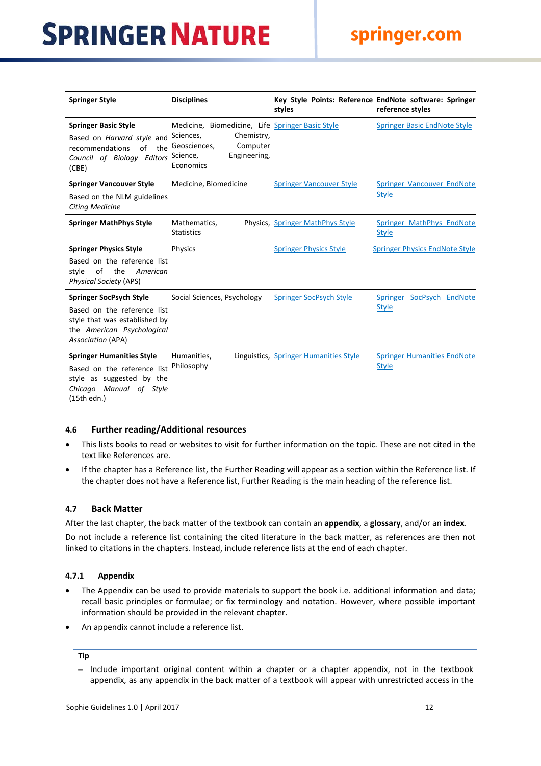| Springer Style | Disciplines | Key Style Points: Reference styles | EndNote software: Springer reference styles |
|---|---|---|---|
| **Springer Basic Style**<br>Based on *Harvard style* and recommendations of the *Council of Biology Editors* (CBE) | Medicine, Biomedicine, Life Sciences, Chemistry, Geosciences, Computer Science, Engineering, Economics | Springer Basic Style | Springer Basic EndNote Style |
| **Springer Vancouver Style**<br>Based on the NLM guidelines *Citing Medicine* | Medicine, Biomedicine | Springer Vancouver Style | Springer Vancouver EndNote Style |
| **Springer MathPhys Style** | Mathematics, Physics, Statistics | Springer MathPhys Style | Springer MathPhys EndNote Style |
| **Springer Physics Style**<br>Based on the reference list style of the *American Physical Society* (APS) | Physics | Springer Physics Style | Springer Physics EndNote Style |
| **Springer SocPsych Style**<br>Based on the reference list style that was established by the *American Psychological Association* (APA) | Social Sciences, Psychology | Springer SocPsych Style | Springer SocPsych EndNote Style |
| **Springer Humanities Style**<br>Based on the reference list style as suggested by the *Chicago Manual of Style* (15th edn.) | Humanities, Linguistics, Philosophy | Springer Humanities Style | Springer Humanities EndNote Style |

### 4.6 Further reading/Additional resources

- This lists books to read or websites to visit for further information on the topic. These are not cited in the text like References are.
- If the chapter has a Reference list, the Further Reading will appear as a section within the Reference list. If the chapter does not have a Reference list, Further Reading is the main heading of the reference list.

### 4.7 Back Matter

After the last chapter, the back matter of the textbook can contain an **appendix**, a **glossary**, and/or an **index**.

Do not include a reference list containing the cited literature in the back matter, as references are then not linked to citations in the chapters. Instead, include reference lists at the end of each chapter.

#### 4.7.1 Appendix

- The Appendix can be used to provide materials to support the book i.e. additional information and data; recall basic principles or formulae; or fix terminology and notation. However, where possible important information should be provided in the relevant chapter.
- An appendix cannot include a reference list.

**Tip**

– Include important original content within a chapter or a chapter appendix, not in the textbook appendix, as any appendix in the back matter of a textbook will appear with unrestricted access in the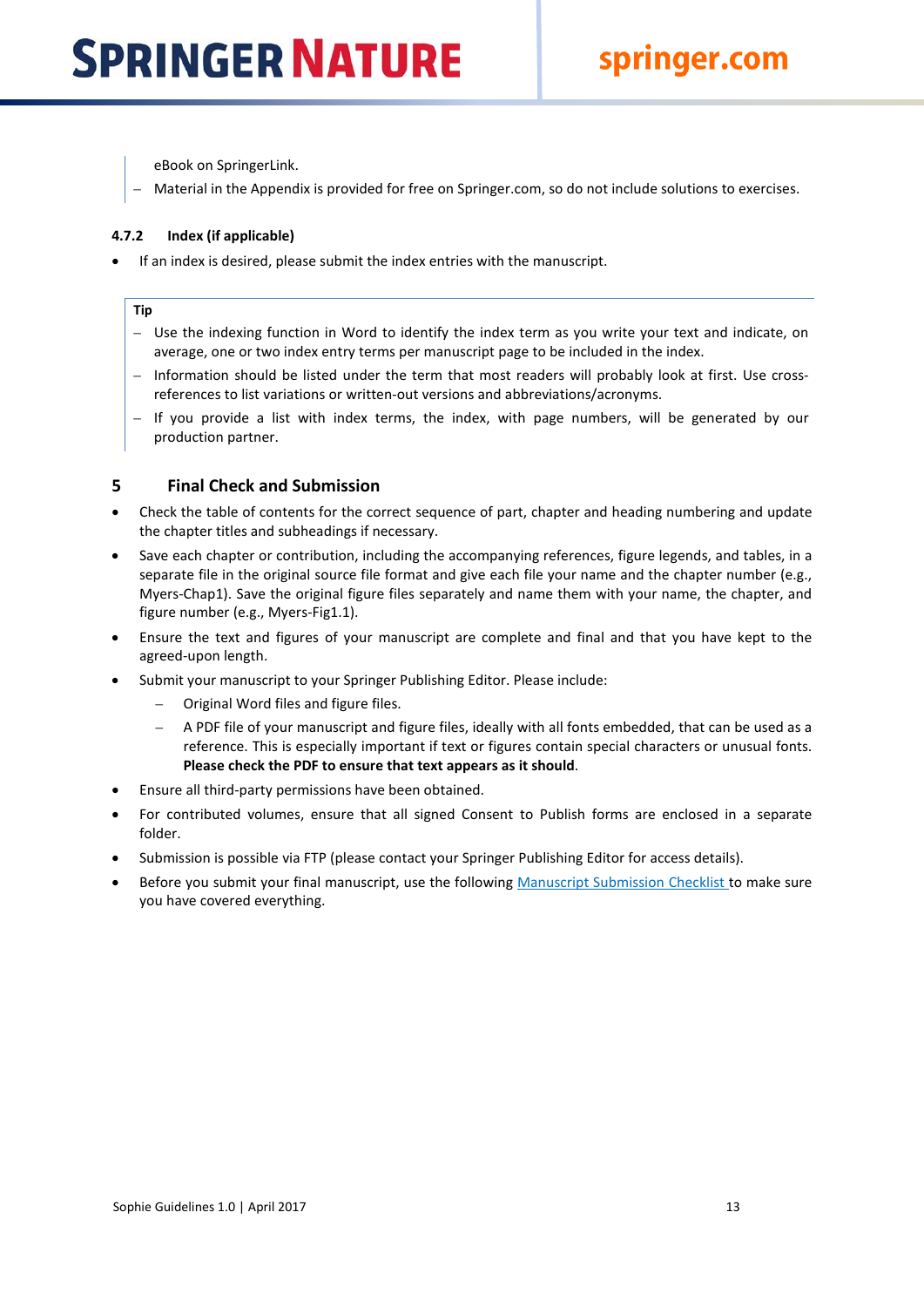eBook on SpringerLink.

– Material in the Appendix is provided for free on Springer.com, so do not include solutions to exercises.

### 4.7.2 Index (if applicable)

- If an index is desired, please submit the index entries with the manuscript.

**Tip**

– Use the indexing function in Word to identify the index term as you write your text and indicate, on average, one or two index entry terms per manuscript page to be included in the index.

– Information should be listed under the term that most readers will probably look at first. Use cross-references to list variations or written-out versions and abbreviations/acronyms.

– If you provide a list with index terms, the index, with page numbers, will be generated by our production partner.

## 5 Final Check and Submission

- Check the table of contents for the correct sequence of part, chapter and heading numbering and update the chapter titles and subheadings if necessary.
- Save each chapter or contribution, including the accompanying references, figure legends, and tables, in a separate file in the original source file format and give each file your name and the chapter number (e.g., Myers-Chap1). Save the original figure files separately and name them with your name, the chapter, and figure number (e.g., Myers-Fig1.1).
- Ensure the text and figures of your manuscript are complete and final and that you have kept to the agreed-upon length.
- Submit your manuscript to your Springer Publishing Editor. Please include:
  – Original Word files and figure files.
  – A PDF file of your manuscript and figure files, ideally with all fonts embedded, that can be used as a reference. This is especially important if text or figures contain special characters or unusual fonts. **Please check the PDF to ensure that text appears as it should**.
- Ensure all third-party permissions have been obtained.
- For contributed volumes, ensure that all signed Consent to Publish forms are enclosed in a separate folder.
- Submission is possible via FTP (please contact your Springer Publishing Editor for access details).
- Before you submit your final manuscript, use the following Manuscript Submission Checklist to make sure you have covered everything.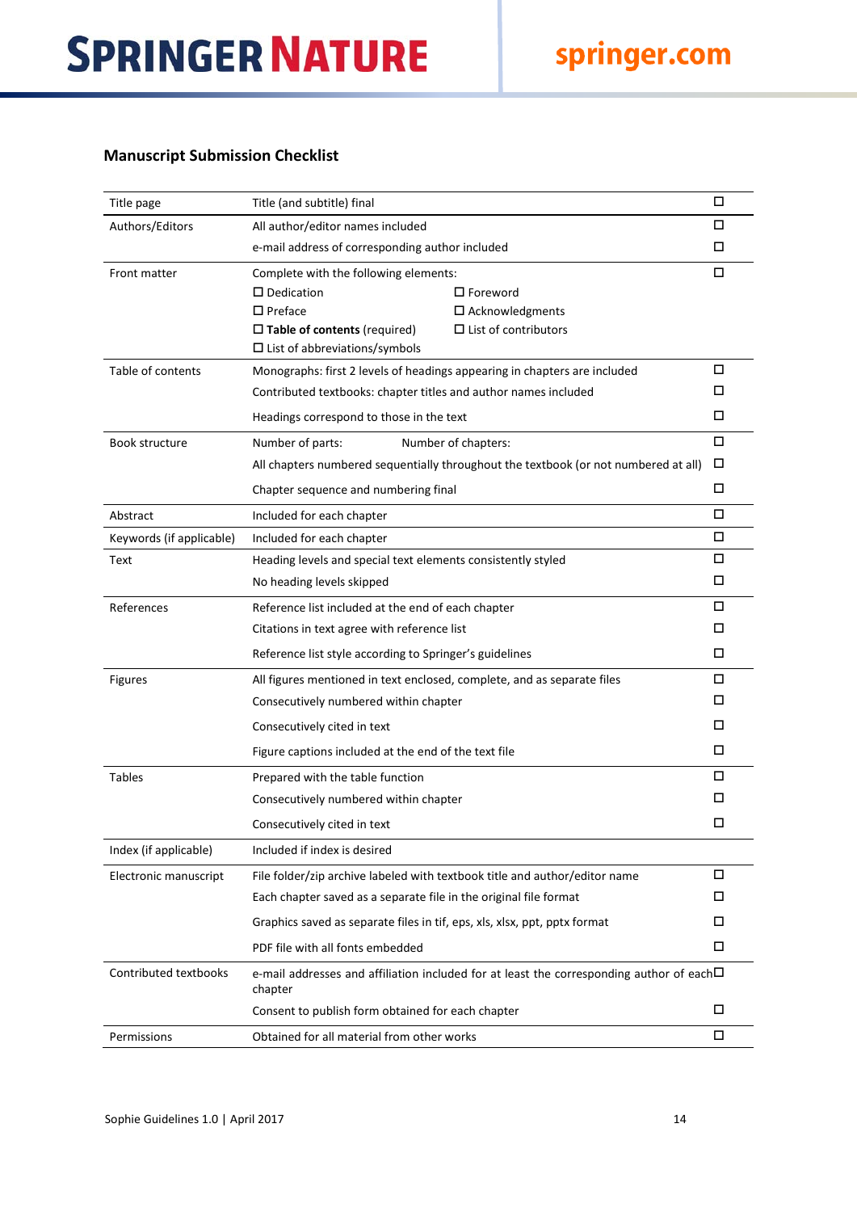## Manuscript Submission Checklist

| | | |
|---|---|---|
| Title page | Title (and subtitle) final | ☐ |
| Authors/Editors | All author/editor names included | ☐ |
| | e-mail address of corresponding author included | ☐ |
| Front matter | Complete with the following elements:<br>☐ Dedication ☐ Foreword<br>☐ Preface ☐ Acknowledgments<br>☐ **Table of contents** (required) ☐ List of contributors<br>☐ List of abbreviations/symbols | ☐ |
| Table of contents | Monographs: first 2 levels of headings appearing in chapters are included | ☐ |
| | Contributed textbooks: chapter titles and author names included | ☐ |
| | Headings correspond to those in the text | ☐ |
| Book structure | Number of parts: Number of chapters: | ☐ |
| | All chapters numbered sequentially throughout the textbook (or not numbered at all) | ☐ |
| | Chapter sequence and numbering final | ☐ |
| Abstract | Included for each chapter | ☐ |
| Keywords (if applicable) | Included for each chapter | ☐ |
| Text | Heading levels and special text elements consistently styled | ☐ |
| | No heading levels skipped | ☐ |
| References | Reference list included at the end of each chapter | ☐ |
| | Citations in text agree with reference list | ☐ |
| | Reference list style according to Springer's guidelines | ☐ |
| Figures | All figures mentioned in text enclosed, complete, and as separate files | ☐ |
| | Consecutively numbered within chapter | ☐ |
| | Consecutively cited in text | ☐ |
| | Figure captions included at the end of the text file | ☐ |
| Tables | Prepared with the table function | ☐ |
| | Consecutively numbered within chapter | ☐ |
| | Consecutively cited in text | ☐ |
| Index (if applicable) | Included if index is desired | |
| Electronic manuscript | File folder/zip archive labeled with textbook title and author/editor name | ☐ |
| | Each chapter saved as a separate file in the original file format | ☐ |
| | Graphics saved as separate files in tif, eps, xls, xlsx, ppt, pptx format | ☐ |
| | PDF file with all fonts embedded | ☐ |
| Contributed textbooks | e-mail addresses and affiliation included for at least the corresponding author of each chapter | ☐ |
| | Consent to publish form obtained for each chapter | ☐ |
| Permissions | Obtained for all material from other works | ☐ |